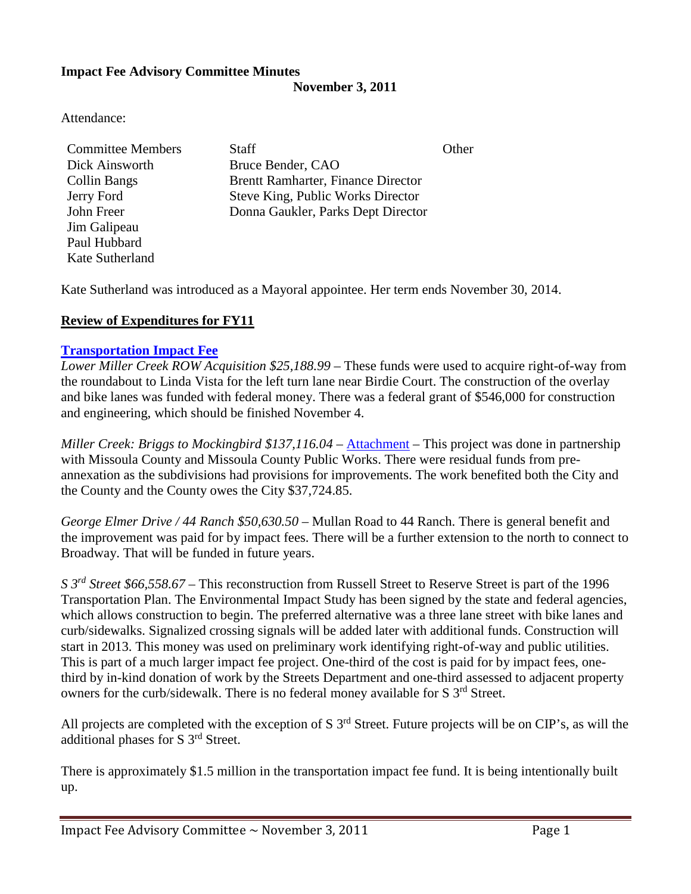**Impact Fee Advisory Committee Minutes**
**November 3, 2011**

Attendance:

| Committee Members | Staff | Other |
| --- | --- | --- |
| Dick Ainsworth | Bruce Bender, CAO | |
| Collin Bangs | Brentt Ramharter, Finance Director | |
| Jerry Ford | Steve King, Public Works Director | |
| John Freer | Donna Gaukler, Parks Dept Director | |
| Jim Galipeau | | |
| Paul Hubbard | | |
| Kate Sutherland | | |

Kate Sutherland was introduced as a Mayoral appointee. Her term ends November 30, 2014.

## Review of Expenditures for FY11

### Transportation Impact Fee

*Lower Miller Creek ROW Acquisition $25,188.99* – These funds were used to acquire right-of-way from the roundabout to Linda Vista for the left turn lane near Birdie Court. The construction of the overlay and bike lanes was funded with federal money. There was a federal grant of $546,000 for construction and engineering, which should be finished November 4.

*Miller Creek: Briggs to Mockingbird $137,116.04* – Attachment – This project was done in partnership with Missoula County and Missoula County Public Works. There were residual funds from pre-annexation as the subdivisions had provisions for improvements. The work benefited both the City and the County and the County owes the City $37,724.85.

*George Elmer Drive / 44 Ranch $50,630.50* – Mullan Road to 44 Ranch. There is general benefit and the improvement was paid for by impact fees. There will be a further extension to the north to connect to Broadway. That will be funded in future years.

*S 3rd Street $66,558.67* – This reconstruction from Russell Street to Reserve Street is part of the 1996 Transportation Plan. The Environmental Impact Study has been signed by the state and federal agencies, which allows construction to begin. The preferred alternative was a three lane street with bike lanes and curb/sidewalks. Signalized crossing signals will be added later with additional funds. Construction will start in 2013. This money was used on preliminary work identifying right-of-way and public utilities. This is part of a much larger impact fee project. One-third of the cost is paid for by impact fees, one-third by in-kind donation of work by the Streets Department and one-third assessed to adjacent property owners for the curb/sidewalk. There is no federal money available for S 3rd Street.

All projects are completed with the exception of S 3rd Street. Future projects will be on CIP's, as will the additional phases for S 3rd Street.

There is approximately $1.5 million in the transportation impact fee fund. It is being intentionally built up.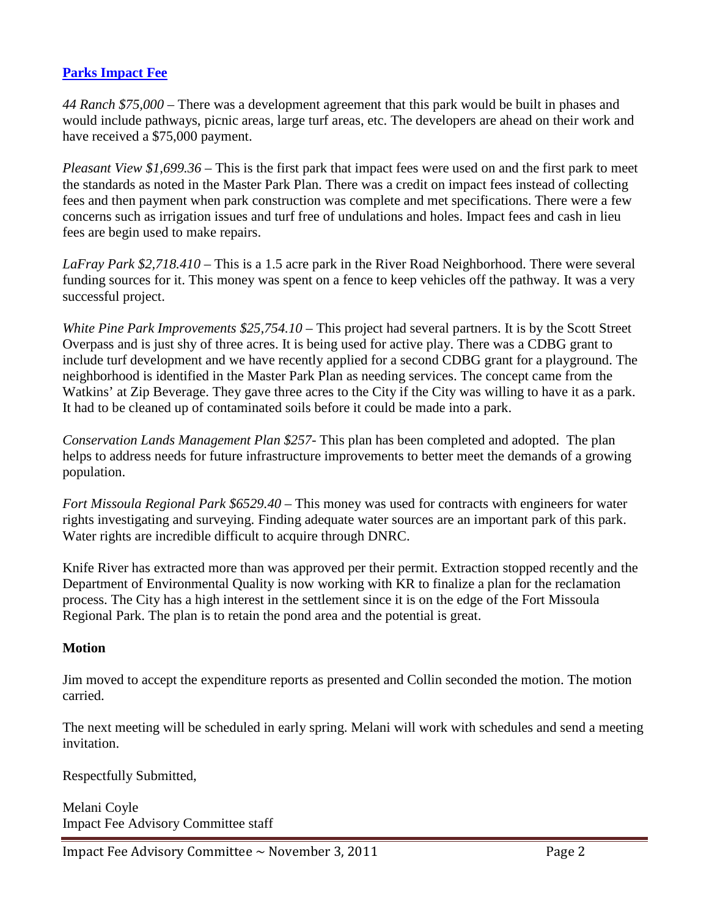**Parks Impact Fee**

*44 Ranch $75,000* – There was a development agreement that this park would be built in phases and would include pathways, picnic areas, large turf areas, etc. The developers are ahead on their work and have received a $75,000 payment.

*Pleasant View $1,699.36* – This is the first park that impact fees were used on and the first park to meet the standards as noted in the Master Park Plan. There was a credit on impact fees instead of collecting fees and then payment when park construction was complete and met specifications. There were a few concerns such as irrigation issues and turf free of undulations and holes. Impact fees and cash in lieu fees are begin used to make repairs.

*LaFray Park $2,718.410* – This is a 1.5 acre park in the River Road Neighborhood. There were several funding sources for it. This money was spent on a fence to keep vehicles off the pathway. It was a very successful project.

*White Pine Park Improvements $25,754.10* – This project had several partners. It is by the Scott Street Overpass and is just shy of three acres. It is being used for active play. There was a CDBG grant to include turf development and we have recently applied for a second CDBG grant for a playground. The neighborhood is identified in the Master Park Plan as needing services. The concept came from the Watkins' at Zip Beverage. They gave three acres to the City if the City was willing to have it as a park. It had to be cleaned up of contaminated soils before it could be made into a park.

*Conservation Lands Management Plan $257*- This plan has been completed and adopted. The plan helps to address needs for future infrastructure improvements to better meet the demands of a growing population.

*Fort Missoula Regional Park $6529.40* – This money was used for contracts with engineers for water rights investigating and surveying. Finding adequate water sources are an important park of this park. Water rights are incredible difficult to acquire through DNRC.

Knife River has extracted more than was approved per their permit. Extraction stopped recently and the Department of Environmental Quality is now working with KR to finalize a plan for the reclamation process. The City has a high interest in the settlement since it is on the edge of the Fort Missoula Regional Park. The plan is to retain the pond area and the potential is great.

**Motion**

Jim moved to accept the expenditure reports as presented and Collin seconded the motion. The motion carried.

The next meeting will be scheduled in early spring. Melani will work with schedules and send a meeting invitation.

Respectfully Submitted,

Melani Coyle
Impact Fee Advisory Committee staff